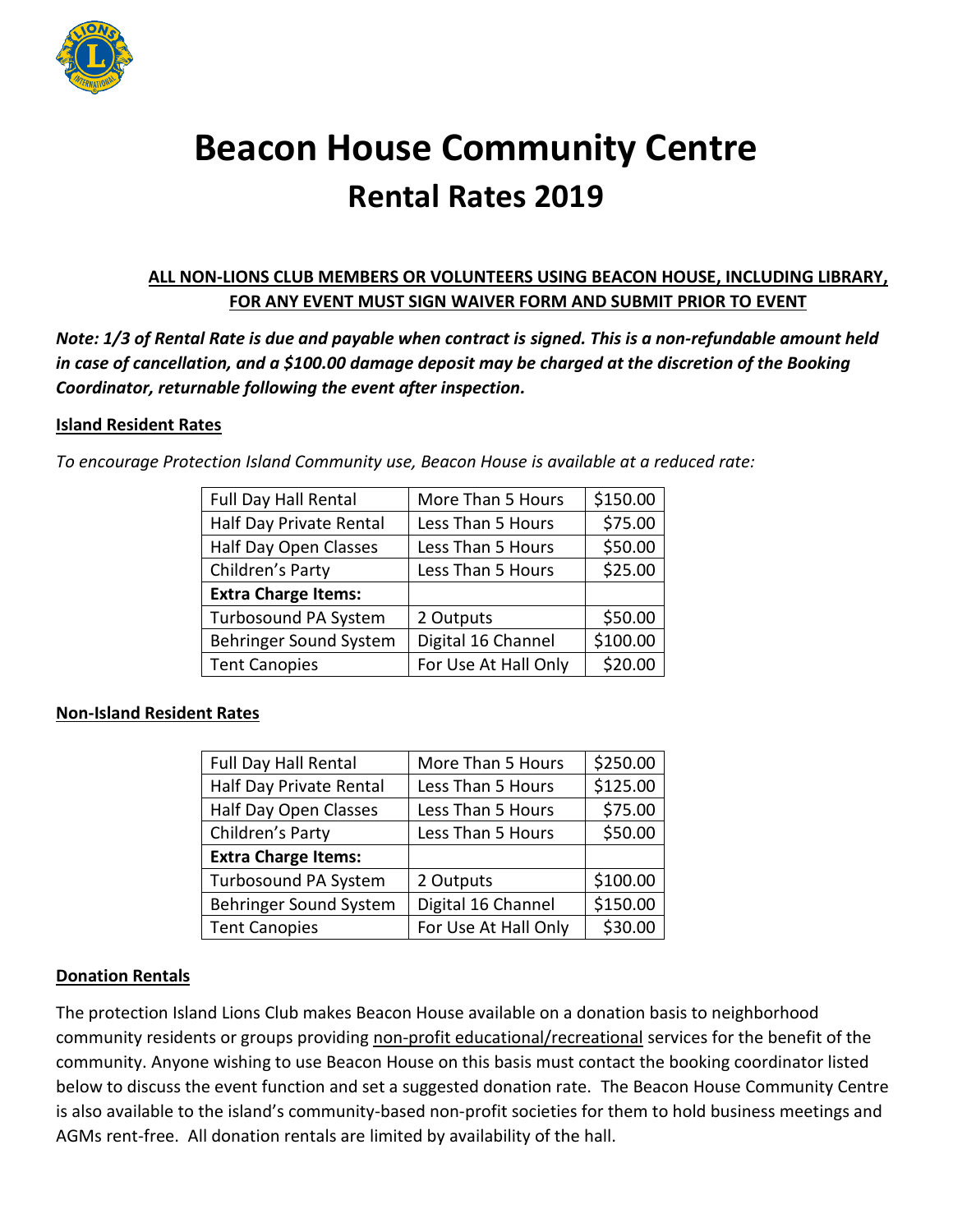# Beacon House Community Centre

## Rental Rates 2019

**ALL NON-LIONS CLUB MEMBERS OR VOLUNTEERS USING BEACON HOUSE, INCLUDING LIBRARY, FOR ANY EVENT MUST SIGN WAIVER FORM AND SUBMIT PRIOR TO EVENT**

***Note: 1/3 of Rental Rate is due and payable when contract is signed. This is a non-refundable amount held in case of cancellation, and a $100.00 damage deposit may be charged at the discretion of the Booking Coordinator, returnable following the event after inspection.***

**Island Resident Rates**

*To encourage Protection Island Community use, Beacon House is available at a reduced rate:*

| | | |
|---|---|---|
| Full Day Hall Rental | More Than 5 Hours | $150.00 |
| Half Day Private Rental | Less Than 5 Hours | $75.00 |
| Half Day Open Classes | Less Than 5 Hours | $50.00 |
| Children's Party | Less Than 5 Hours | $25.00 |
| **Extra Charge Items:** | | |
| Turbosound PA System | 2 Outputs | $50.00 |
| Behringer Sound System | Digital 16 Channel | $100.00 |
| Tent Canopies | For Use At Hall Only | $20.00 |

**Non-Island Resident Rates**

| | | |
|---|---|---|
| Full Day Hall Rental | More Than 5 Hours | $250.00 |
| Half Day Private Rental | Less Than 5 Hours | $125.00 |
| Half Day Open Classes | Less Than 5 Hours | $75.00 |
| Children's Party | Less Than 5 Hours | $50.00 |
| **Extra Charge Items:** | | |
| Turbosound PA System | 2 Outputs | $100.00 |
| Behringer Sound System | Digital 16 Channel | $150.00 |
| Tent Canopies | For Use At Hall Only | $30.00 |

**Donation Rentals**

The protection Island Lions Club makes Beacon House available on a donation basis to neighborhood community residents or groups providing non-profit educational/recreational services for the benefit of the community. Anyone wishing to use Beacon House on this basis must contact the booking coordinator listed below to discuss the event function and set a suggested donation rate. The Beacon House Community Centre is also available to the island's community-based non-profit societies for them to hold business meetings and AGMs rent-free. All donation rentals are limited by availability of the hall.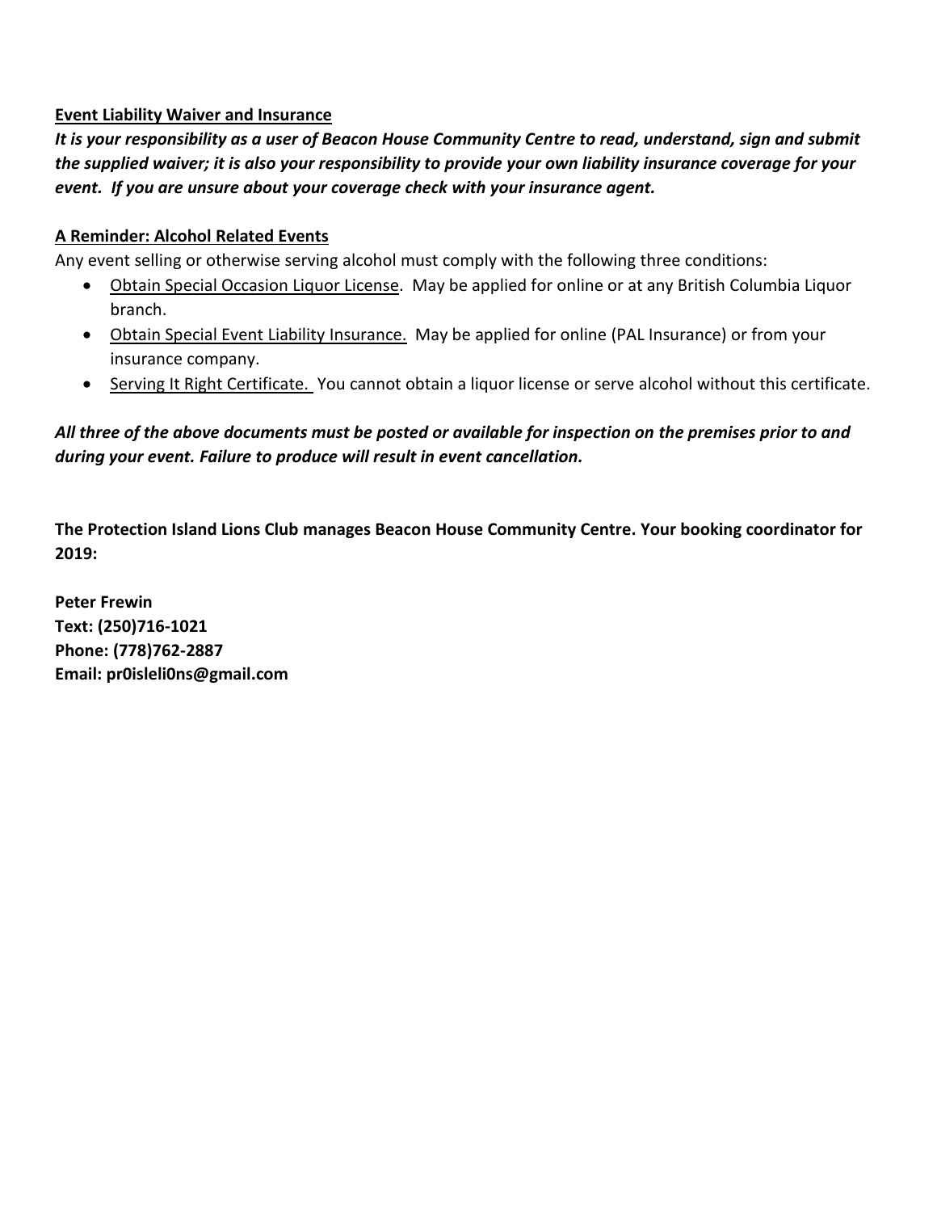**<u>Event Liability Waiver and Insurance</u>**

***It is your responsibility as a user of Beacon House Community Centre to read, understand, sign and submit the supplied waiver; it is also your responsibility to provide your own liability insurance coverage for your event. If you are unsure about your coverage check with your insurance agent.***

**<u>A Reminder: Alcohol Related Events</u>**

Any event selling or otherwise serving alcohol must comply with the following three conditions:

- <u>Obtain Special Occasion Liquor License</u>. May be applied for online or at any British Columbia Liquor branch.
- <u>Obtain Special Event Liability Insurance.</u> May be applied for online (PAL Insurance) or from your insurance company.
- <u>Serving It Right Certificate.</u> You cannot obtain a liquor license or serve alcohol without this certificate.

***All three of the above documents must be posted or available for inspection on the premises prior to and during your event. Failure to produce will result in event cancellation.***

**The Protection Island Lions Club manages Beacon House Community Centre. Your booking coordinator for 2019:**

**Peter Frewin**
**Text: (250)716-1021**
**Phone: (778)762-2887**
**Email: pr0isleli0ns@gmail.com**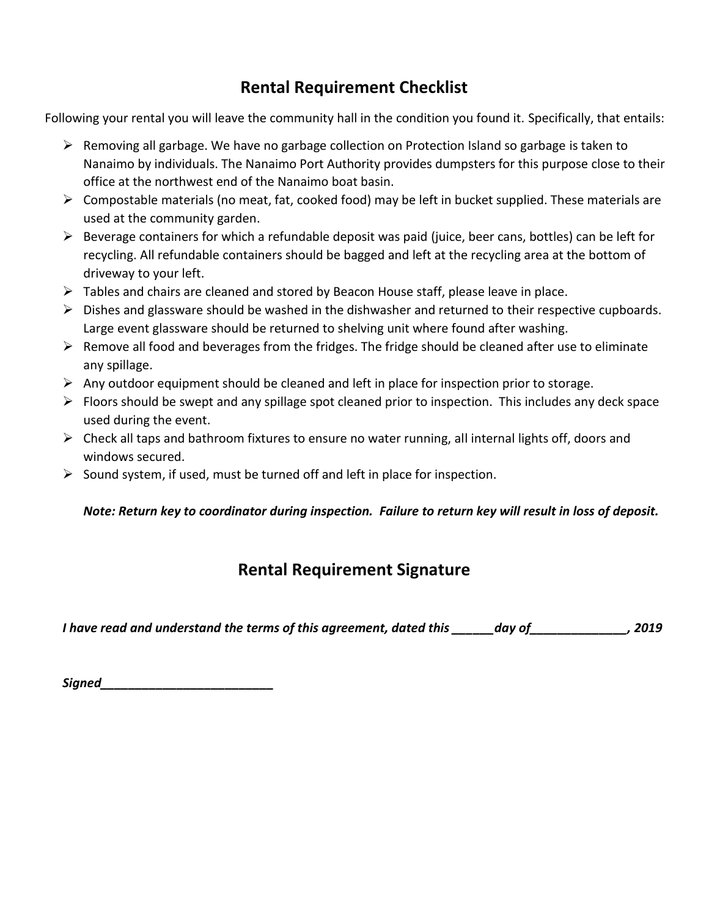## Rental Requirement Checklist

Following your rental you will leave the community hall in the condition you found it. Specifically, that entails:

- Removing all garbage. We have no garbage collection on Protection Island so garbage is taken to Nanaimo by individuals. The Nanaimo Port Authority provides dumpsters for this purpose close to their office at the northwest end of the Nanaimo boat basin.
- Compostable materials (no meat, fat, cooked food) may be left in bucket supplied. These materials are used at the community garden.
- Beverage containers for which a refundable deposit was paid (juice, beer cans, bottles) can be left for recycling. All refundable containers should be bagged and left at the recycling area at the bottom of driveway to your left.
- Tables and chairs are cleaned and stored by Beacon House staff, please leave in place.
- Dishes and glassware should be washed in the dishwasher and returned to their respective cupboards. Large event glassware should be returned to shelving unit where found after washing.
- Remove all food and beverages from the fridges. The fridge should be cleaned after use to eliminate any spillage.
- Any outdoor equipment should be cleaned and left in place for inspection prior to storage.
- Floors should be swept and any spillage spot cleaned prior to inspection. This includes any deck space used during the event.
- Check all taps and bathroom fixtures to ensure no water running, all internal lights off, doors and windows secured.
- Sound system, if used, must be turned off and left in place for inspection.

***Note: Return key to coordinator during inspection. Failure to return key will result in loss of deposit.***

## Rental Requirement Signature

***I have read and understand the terms of this agreement, dated this ______day of______________, 2019***

***Signed__________________________***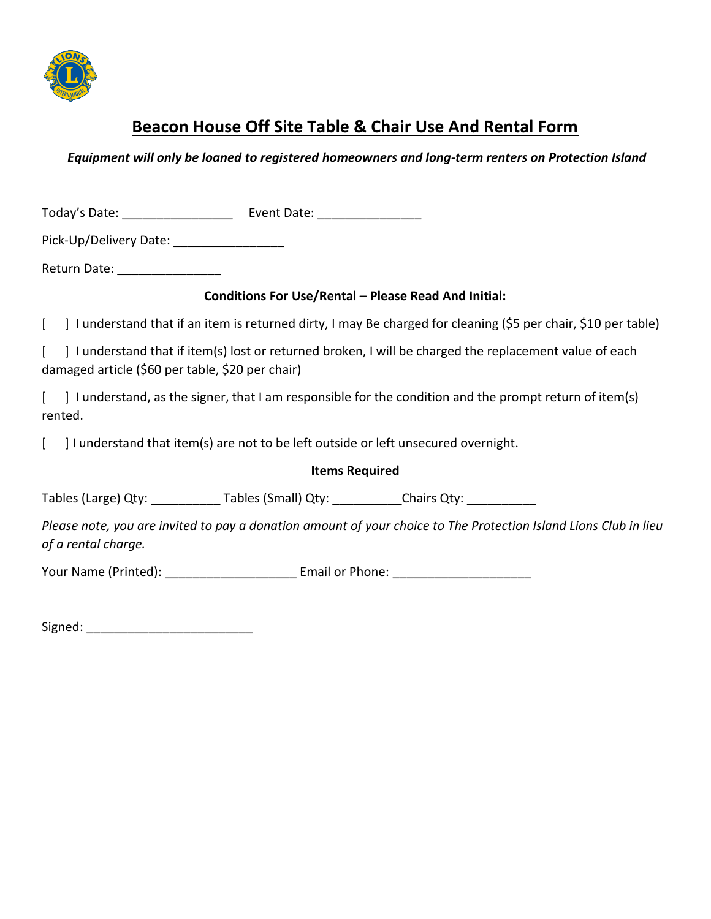# Beacon House Off Site Table & Chair Use And Rental Form

***Equipment will only be loaned to registered homeowners and long-term renters on Protection Island***

Today's Date: ________________ Event Date: _______________

Pick-Up/Delivery Date: ________________

Return Date: _______________

**Conditions For Use/Rental – Please Read And Initial:**

[ ] I understand that if an item is returned dirty, I may Be charged for cleaning ($5 per chair, $10 per table)

[ ] I understand that if item(s) lost or returned broken, I will be charged the replacement value of each damaged article ($60 per table, $20 per chair)

[ ] I understand, as the signer, that I am responsible for the condition and the prompt return of item(s) rented.

[ ] I understand that item(s) are not to be left outside or left unsecured overnight.

**Items Required**

Tables (Large) Qty: __________ Tables (Small) Qty: __________Chairs Qty: __________

*Please note, you are invited to pay a donation amount of your choice to The Protection Island Lions Club in lieu of a rental charge.*

Your Name (Printed): ___________________ Email or Phone: ____________________

Signed: ________________________